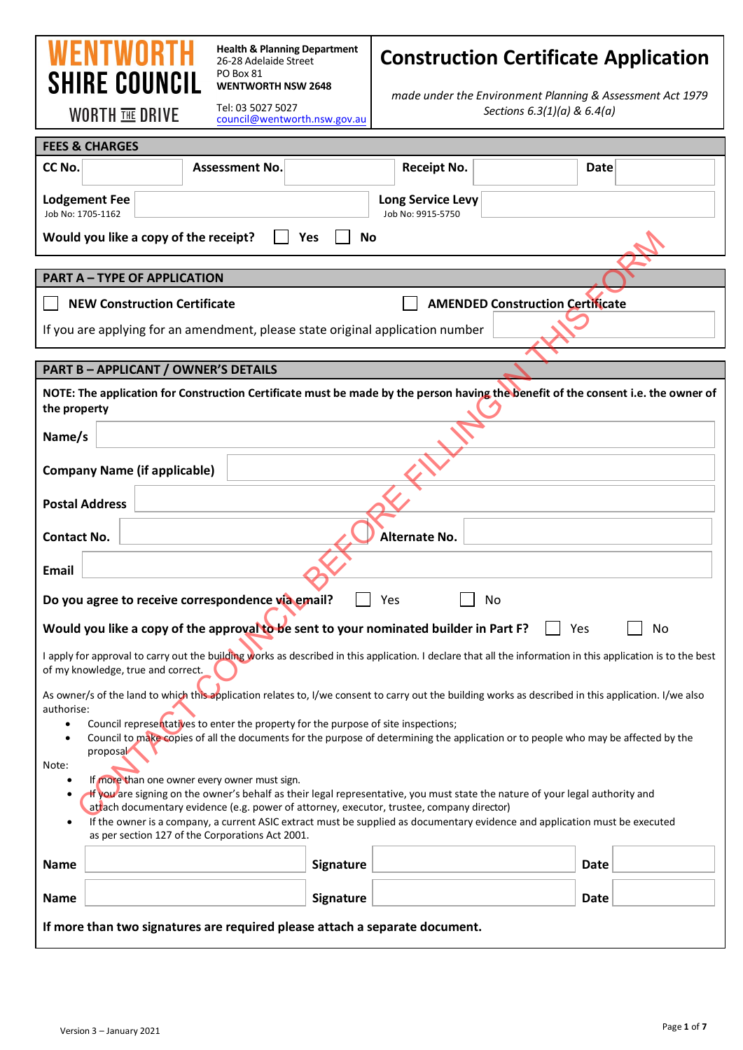**WENTWORTH SHIRE COUNCIL**
WORTH THE DRIVE

**Health & Planning Department**
26-28 Adelaide Street
PO Box 81
**WENTWORTH NSW 2648**
Tel: 03 5027 5027
council@wentworth.nsw.gov.au

# Construction Certificate Application

*made under the Environment Planning & Assessment Act 1979 Sections 6.3(1)(a) & 6.4(a)*

CONTACT COUNCIL BEFORE FILLING IN THIS FORM

## FEES & CHARGES

| **CC No.** | | **Assessment No.** | | **Receipt No.** | | **Date** | |
|---|---|---|---|---|---|---|---|

**Lodgement Fee** Job No: 1705-1162 ______ **Long Service Levy** Job No: 9915-5750 ______

**Would you like a copy of the receipt?** ☐ **Yes** ☐ **No**

## PART A – TYPE OF APPLICATION

☐ **NEW Construction Certificate** ☐ **AMENDED Construction Certificate**

If you are applying for an amendment, please state original application number ______

## PART B – APPLICANT / OWNER'S DETAILS

**NOTE: The application for Construction Certificate must be made by the person having the benefit of the consent i.e. the owner of the property**

**Name/s** ______

**Company Name (if applicable)** ______

**Postal Address** ______

**Contact No.** ______ **Alternate No.** ______

**Email** ______

**Do you agree to receive correspondence via email?** ☐ Yes ☐ No

**Would you like a copy of the approval to be sent to your nominated builder in Part F?** ☐ Yes ☐ No

I apply for approval to carry out the building works as described in this application. I declare that all the information in this application is to the best of my knowledge, true and correct.

As owner/s of the land to which this application relates to, I/we consent to carry out the building works as described in this application. I/we also authorise:

- Council representatives to enter the property for the purpose of site inspections;
- Council to make copies of all the documents for the purpose of determining the application or to people who may be affected by the proposal

Note:

- If more than one owner every owner must sign.
- If you are signing on the owner's behalf as their legal representative, you must state the nature of your legal authority and attach documentary evidence (e.g. power of attorney, executor, trustee, company director)
- If the owner is a company, a current ASIC extract must be supplied as documentary evidence and application must be executed as per section 127 of the Corporations Act 2001.

| **Name** | | **Signature** | | **Date** | |
|---|---|---|---|---|---|
| **Name** | | **Signature** | | **Date** | |

**If more than two signatures are required please attach a separate document.**

Version 3 – January 2021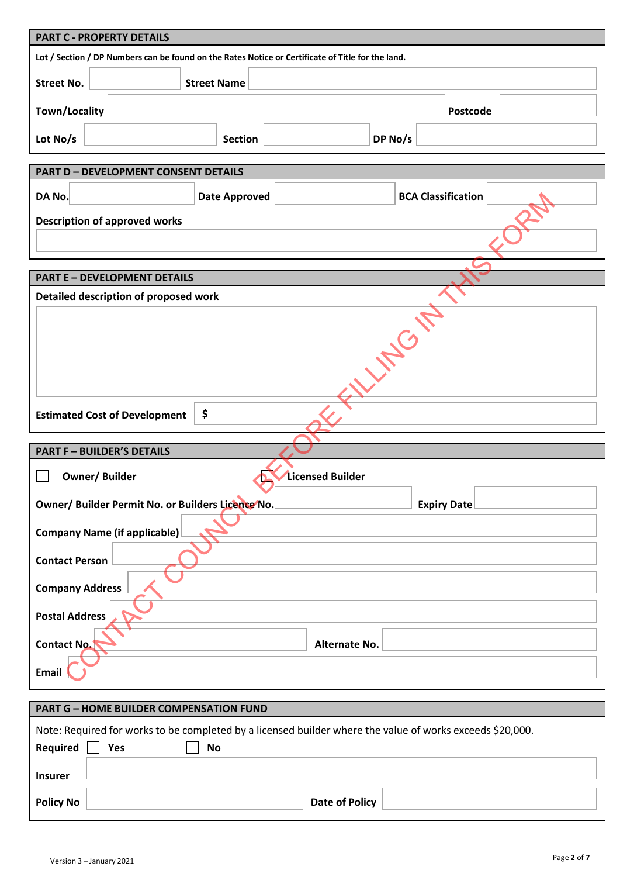## PART C - PROPERTY DETAILS

**Lot / Section / DP Numbers can be found on the Rates Notice or Certificate of Title for the land.**

**Street No.** ______ **Street Name** ______

**Town/Locality** ______ **Postcode** ______

**Lot No/s** ______ **Section** ______ **DP No/s** ______

## PART D – DEVELOPMENT CONSENT DETAILS

**DA No.** ______ **Date Approved** ______ **BCA Classification** ______

**Description of approved works**

______

## PART E – DEVELOPMENT DETAILS

**Detailed description of proposed work**

______

**Estimated Cost of Development** $ ______

## PART F – BUILDER'S DETAILS

☐ **Owner/ Builder** ☐ **Licensed Builder**

**Owner/ Builder Permit No. or Builders Licence No.** ______ **Expiry Date** ______

**Company Name (if applicable)** ______

**Contact Person** ______

**Company Address** ______

**Postal Address** ______

**Contact No.** ______ **Alternate No.** ______

**Email** ______

CONTACT COUNCIL BEFORE FILLING IN THIS FORM

## PART G – HOME BUILDER COMPENSATION FUND

Note: Required for works to be completed by a licensed builder where the value of works exceeds $20,000.

**Required** ☐ **Yes** ☐ **No**

**Insurer** ______

**Policy No** ______ **Date of Policy** ______

Version 3 – January 2021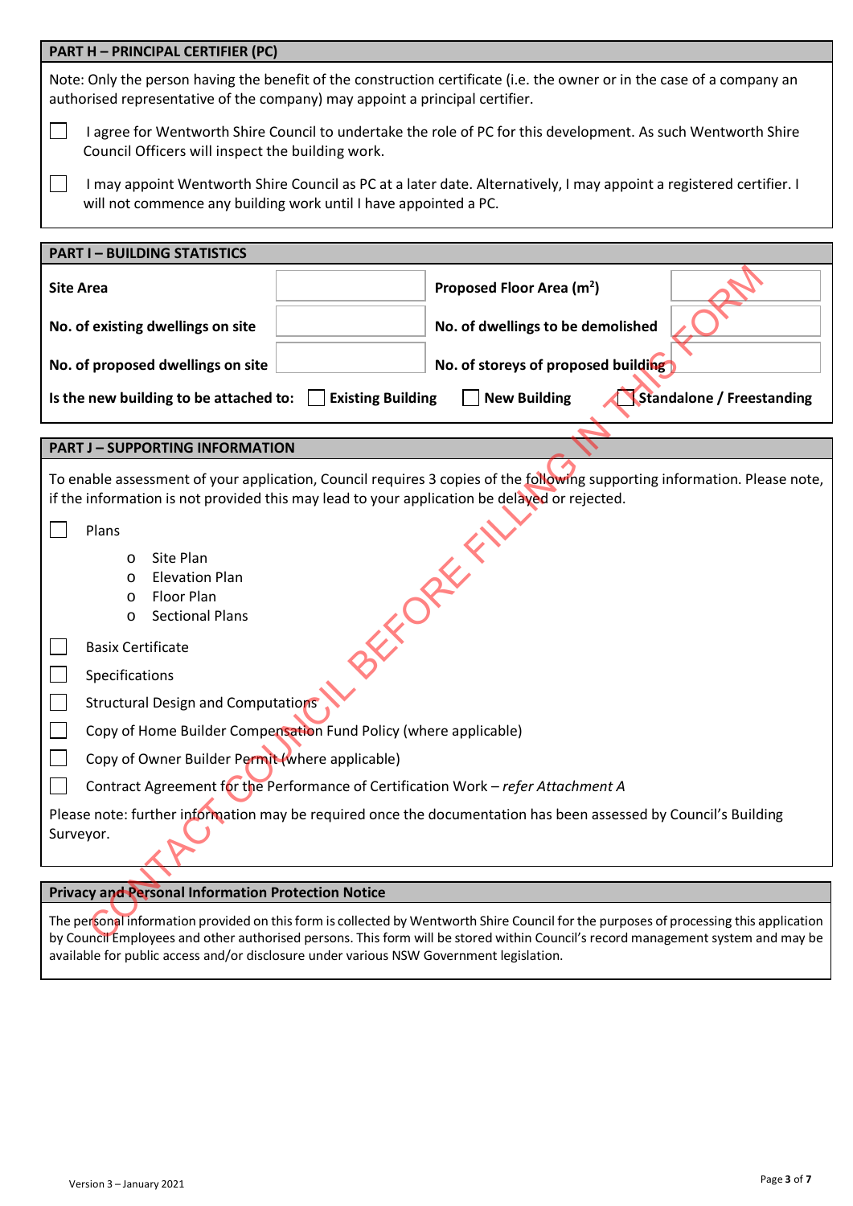## PART H – PRINCIPAL CERTIFIER (PC)

Note: Only the person having the benefit of the construction certificate (i.e. the owner or in the case of a company an authorised representative of the company) may appoint a principal certifier.

☐ I agree for Wentworth Shire Council to undertake the role of PC for this development. As such Wentworth Shire Council Officers will inspect the building work.

☐ I may appoint Wentworth Shire Council as PC at a later date. Alternatively, I may appoint a registered certifier. I will not commence any building work until I have appointed a PC.

## PART I – BUILDING STATISTICS

| | | | |
|---|---|---|---|
| **Site Area** | | **Proposed Floor Area ($m^2$)** | |
| **No. of existing dwellings on site** | | **No. of dwellings to be demolished** | |
| **No. of proposed dwellings on site** | | **No. of storeys of proposed building** | |

**Is the new building to be attached to:** ☐ **Existing Building** ☐ **New Building** ☐ **Standalone / Freestanding**

## PART J – SUPPORTING INFORMATION

To enable assessment of your application, Council requires 3 copies of the following supporting information. Please note, if the information is not provided this may lead to your application be delayed or rejected.

☐ Plans
- Site Plan
- Elevation Plan
- Floor Plan
- Sectional Plans

☐ Basix Certificate

☐ Specifications

☐ Structural Design and Computations

☐ Copy of Home Builder Compensation Fund Policy (where applicable)

☐ Copy of Owner Builder Permit (where applicable)

☐ Contract Agreement for the Performance of Certification Work – *refer Attachment A*

Please note: further information may be required once the documentation has been assessed by Council's Building Surveyor.

CONTACT COUNCIL BEFORE FILLING IN THIS FORM

## Privacy and Personal Information Protection Notice

The personal information provided on this form is collected by Wentworth Shire Council for the purposes of processing this application by Council Employees and other authorised persons. This form will be stored within Council's record management system and may be available for public access and/or disclosure under various NSW Government legislation.

Version 3 – January 2021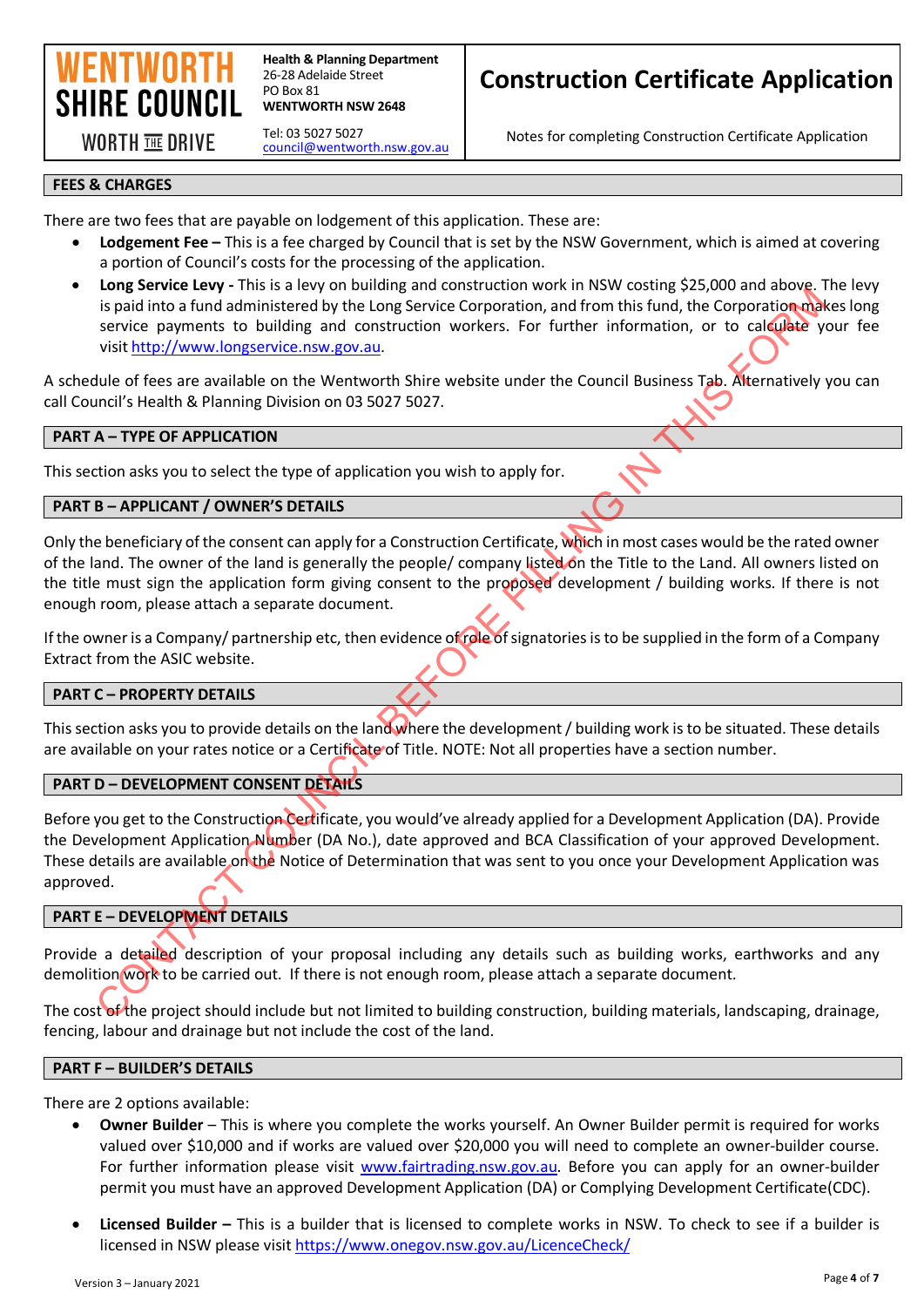**WENTWORTH SHIRE COUNCIL**

WORTH THE DRIVE

**Health & Planning Department**
26-28 Adelaide Street
PO Box 81
**WENTWORTH NSW 2648**

Tel: 03 5027 5027
council@wentworth.nsw.gov.au

# Construction Certificate Application

Notes for completing Construction Certificate Application

CONTACT COUNCIL BEFORE FILLING IN THIS FORM

## FEES & CHARGES

There are two fees that are payable on lodgement of this application. These are:

- **Lodgement Fee –** This is a fee charged by Council that is set by the NSW Government, which is aimed at covering a portion of Council's costs for the processing of the application.
- **Long Service Levy -** This is a levy on building and construction work in NSW costing $25,000 and above. The levy is paid into a fund administered by the Long Service Corporation, and from this fund, the Corporation makes long service payments to building and construction workers. For further information, or to calculate your fee visit http://www.longservice.nsw.gov.au.

A schedule of fees are available on the Wentworth Shire website under the Council Business Tab. Alternatively you can call Council's Health & Planning Division on 03 5027 5027.

## PART A – TYPE OF APPLICATION

This section asks you to select the type of application you wish to apply for.

## PART B – APPLICANT / OWNER'S DETAILS

Only the beneficiary of the consent can apply for a Construction Certificate, which in most cases would be the rated owner of the land. The owner of the land is generally the people/ company listed on the Title to the Land. All owners listed on the title must sign the application form giving consent to the proposed development / building works. If there is not enough room, please attach a separate document.

If the owner is a Company/ partnership etc, then evidence of role of signatories is to be supplied in the form of a Company Extract from the ASIC website.

## PART C – PROPERTY DETAILS

This section asks you to provide details on the land where the development / building work is to be situated. These details are available on your rates notice or a Certificate of Title. NOTE: Not all properties have a section number.

## PART D – DEVELOPMENT CONSENT DETAILS

Before you get to the Construction Certificate, you would've already applied for a Development Application (DA). Provide the Development Application Number (DA No.), date approved and BCA Classification of your approved Development. These details are available on the Notice of Determination that was sent to you once your Development Application was approved.

## PART E – DEVELOPMENT DETAILS

Provide a detailed description of your proposal including any details such as building works, earthworks and any demolition work to be carried out. If there is not enough room, please attach a separate document.

The cost of the project should include but not limited to building construction, building materials, landscaping, drainage, fencing, labour and drainage but not include the cost of the land.

## PART F – BUILDER'S DETAILS

There are 2 options available:

- **Owner Builder** – This is where you complete the works yourself. An Owner Builder permit is required for works valued over $10,000 and if works are valued over $20,000 you will need to complete an owner-builder course. For further information please visit www.fairtrading.nsw.gov.au. Before you can apply for an owner-builder permit you must have an approved Development Application (DA) or Complying Development Certificate(CDC).

- **Licensed Builder –** This is a builder that is licensed to complete works in NSW. To check to see if a builder is licensed in NSW please visit https://www.onegov.nsw.gov.au/LicenceCheck/

Version 3 – January 2021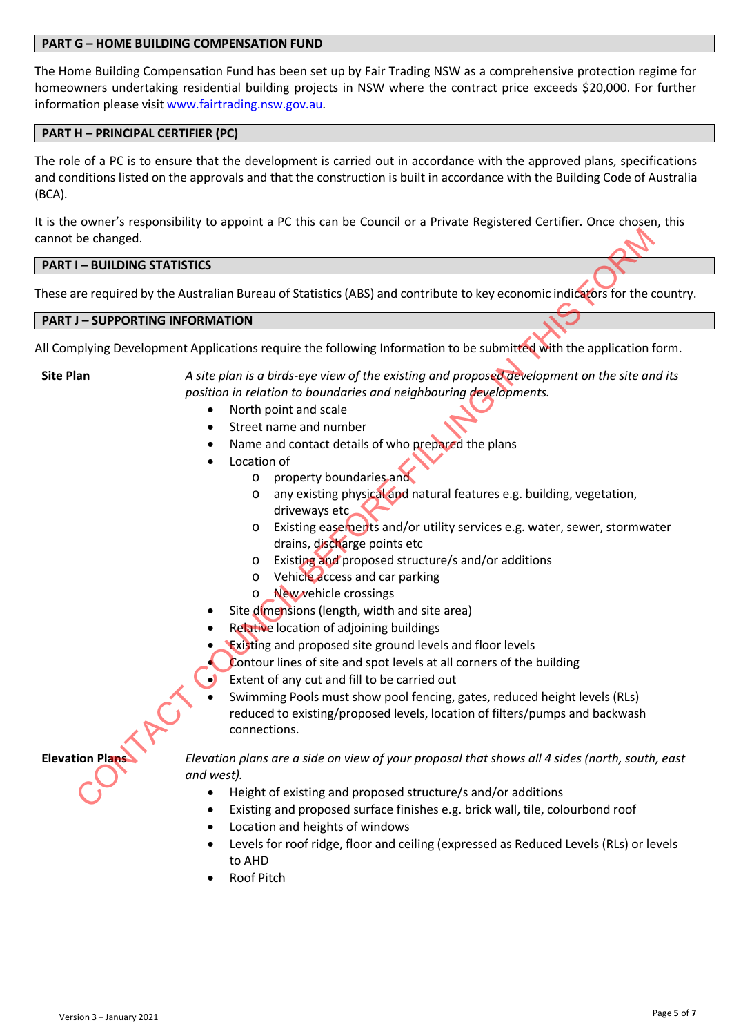## PART G – HOME BUILDING COMPENSATION FUND

The Home Building Compensation Fund has been set up by Fair Trading NSW as a comprehensive protection regime for homeowners undertaking residential building projects in NSW where the contract price exceeds $20,000. For further information please visit [www.fairtrading.nsw.gov.au](http://www.fairtrading.nsw.gov.au).

## PART H – PRINCIPAL CERTIFIER (PC)

The role of a PC is to ensure that the development is carried out in accordance with the approved plans, specifications and conditions listed on the approvals and that the construction is built in accordance with the Building Code of Australia (BCA).

It is the owner's responsibility to appoint a PC this can be Council or a Private Registered Certifier. Once chosen, this cannot be changed.

## PART I – BUILDING STATISTICS

These are required by the Australian Bureau of Statistics (ABS) and contribute to key economic indicators for the country.

## PART J – SUPPORTING INFORMATION

All Complying Development Applications require the following Information to be submitted with the application form.

**Site Plan**

*A site plan is a birds-eye view of the existing and proposed development on the site and its position in relation to boundaries and neighbouring developments.*

- North point and scale
- Street name and number
- Name and contact details of who prepared the plans
- Location of
  - property boundaries and
  - any existing physical and natural features e.g. building, vegetation, driveways etc
  - Existing easements and/or utility services e.g. water, sewer, stormwater drains, discharge points etc
  - Existing and proposed structure/s and/or additions
  - Vehicle access and car parking
  - New vehicle crossings
- Site dimensions (length, width and site area)
- Relative location of adjoining buildings
- Existing and proposed site ground levels and floor levels
- Contour lines of site and spot levels at all corners of the building
- Extent of any cut and fill to be carried out
- Swimming Pools must show pool fencing, gates, reduced height levels (RLs) reduced to existing/proposed levels, location of filters/pumps and backwash connections.

**Elevation Plans**

*Elevation plans are a side on view of your proposal that shows all 4 sides (north, south, east and west).*

- Height of existing and proposed structure/s and/or additions
- Existing and proposed surface finishes e.g. brick wall, tile, colourbond roof
- Location and heights of windows
- Levels for roof ridge, floor and ceiling (expressed as Reduced Levels (RLs) or levels to AHD
- Roof Pitch

CONTACT COUNCIL BEFORE FILLING IN THIS FORM

Version 3 – January 2021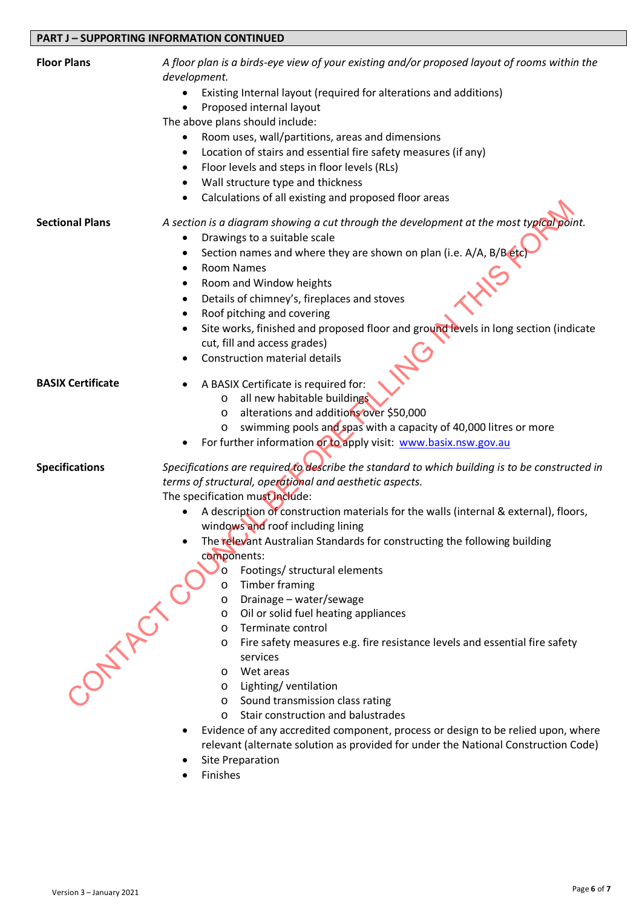## PART J – SUPPORTING INFORMATION CONTINUED

**Floor Plans**

*A floor plan is a birds-eye view of your existing and/or proposed layout of rooms within the development.*

- Existing Internal layout (required for alterations and additions)
- Proposed internal layout

The above plans should include:

- Room uses, wall/partitions, areas and dimensions
- Location of stairs and essential fire safety measures (if any)
- Floor levels and steps in floor levels (RLs)
- Wall structure type and thickness
- Calculations of all existing and proposed floor areas

**Sectional Plans**

*A section is a diagram showing a cut through the development at the most typical point.*

- Drawings to a suitable scale
- Section names and where they are shown on plan (i.e. A/A, B/B etc)
- Room Names
- Room and Window heights
- Details of chimney's, fireplaces and stoves
- Roof pitching and covering
- Site works, finished and proposed floor and ground levels in long section (indicate cut, fill and access grades)
- Construction material details

**BASIX Certificate**

- A BASIX Certificate is required for:
  - all new habitable buildings
  - alterations and additions over $50,000
  - swimming pools and spas with a capacity of 40,000 litres or more
- For further information or to apply visit: [www.basix.nsw.gov.au](http://www.basix.nsw.gov.au)

**Specifications**

*Specifications are required to describe the standard to which building is to be constructed in terms of structural, operational and aesthetic aspects.*

The specification must include:

- A description of construction materials for the walls (internal & external), floors, windows and roof including lining
- The relevant Australian Standards for constructing the following building components:
  - Footings/ structural elements
  - Timber framing
  - Drainage – water/sewage
  - Oil or solid fuel heating appliances
  - Terminate control
  - Fire safety measures e.g. fire resistance levels and essential fire safety services
  - Wet areas
  - Lighting/ ventilation
  - Sound transmission class rating
  - Stair construction and balustrades
- Evidence of any accredited component, process or design to be relied upon, where relevant (alternate solution as provided for under the National Construction Code)
- Site Preparation
- Finishes

CONTACT COUNCIL BEFORE FILLING IN THIS FORM

Version 3 – January 2021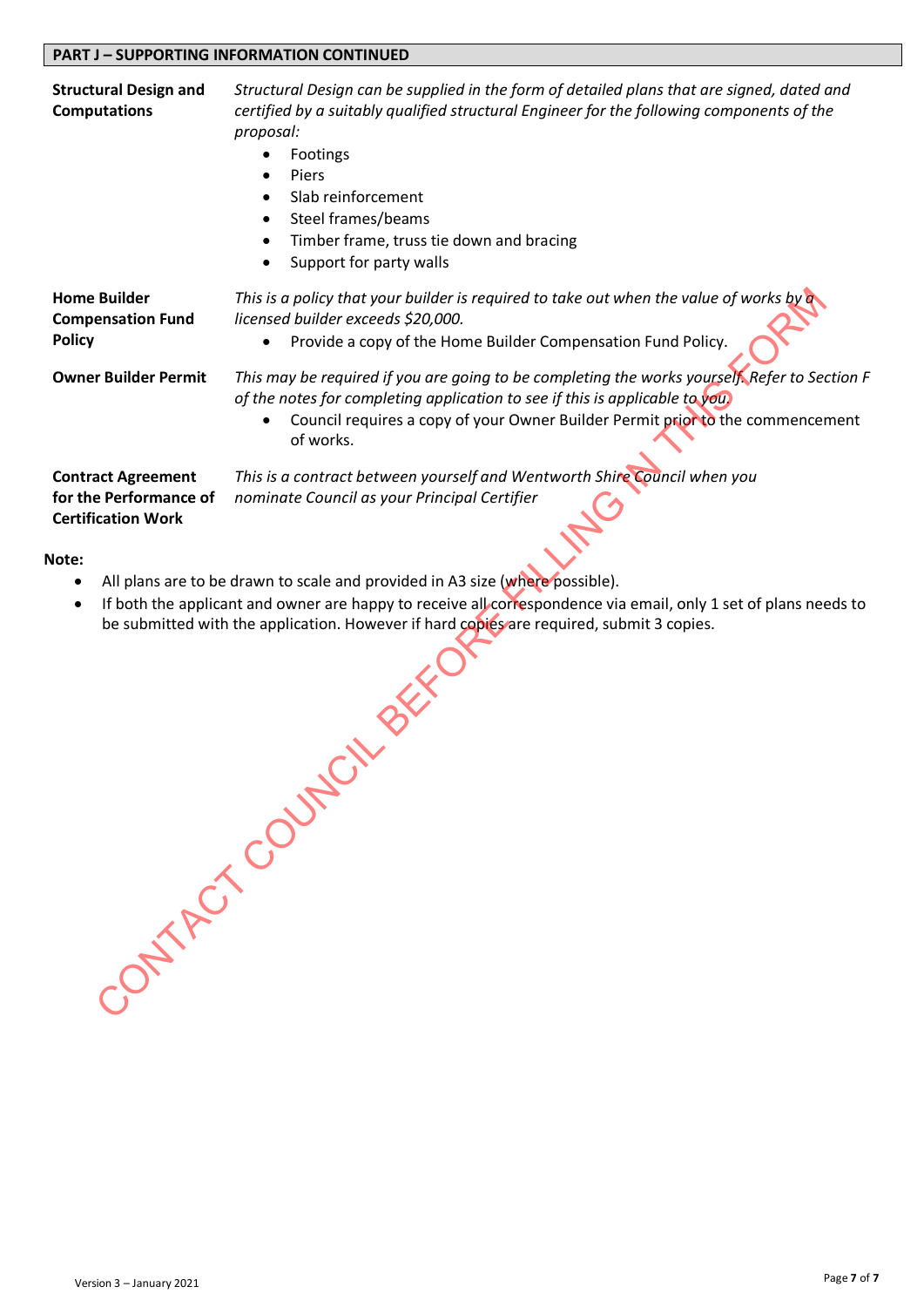## PART J – SUPPORTING INFORMATION CONTINUED

**Structural Design and Computations**

*Structural Design can be supplied in the form of detailed plans that are signed, dated and certified by a suitably qualified structural Engineer for the following components of the proposal:*

- Footings
- Piers
- Slab reinforcement
- Steel frames/beams
- Timber frame, truss tie down and bracing
- Support for party walls

**Home Builder Compensation Fund Policy**

*This is a policy that your builder is required to take out when the value of works by a licensed builder exceeds $20,000.*

- Provide a copy of the Home Builder Compensation Fund Policy.

**Owner Builder Permit**

*This may be required if you are going to be completing the works yourself. Refer to Section F of the notes for completing application to see if this is applicable to you.*

- Council requires a copy of your Owner Builder Permit prior to the commencement of works.

**Contract Agreement for the Performance of Certification Work**

*This is a contract between yourself and Wentworth Shire Council when you nominate Council as your Principal Certifier*

**Note:**

- All plans are to be drawn to scale and provided in A3 size (where possible).
- If both the applicant and owner are happy to receive all correspondence via email, only 1 set of plans needs to be submitted with the application. However if hard copies are required, submit 3 copies.

CONTACT COUNCIL BEFORE FILLING IN THIS FORM

Version 3 – January 2021